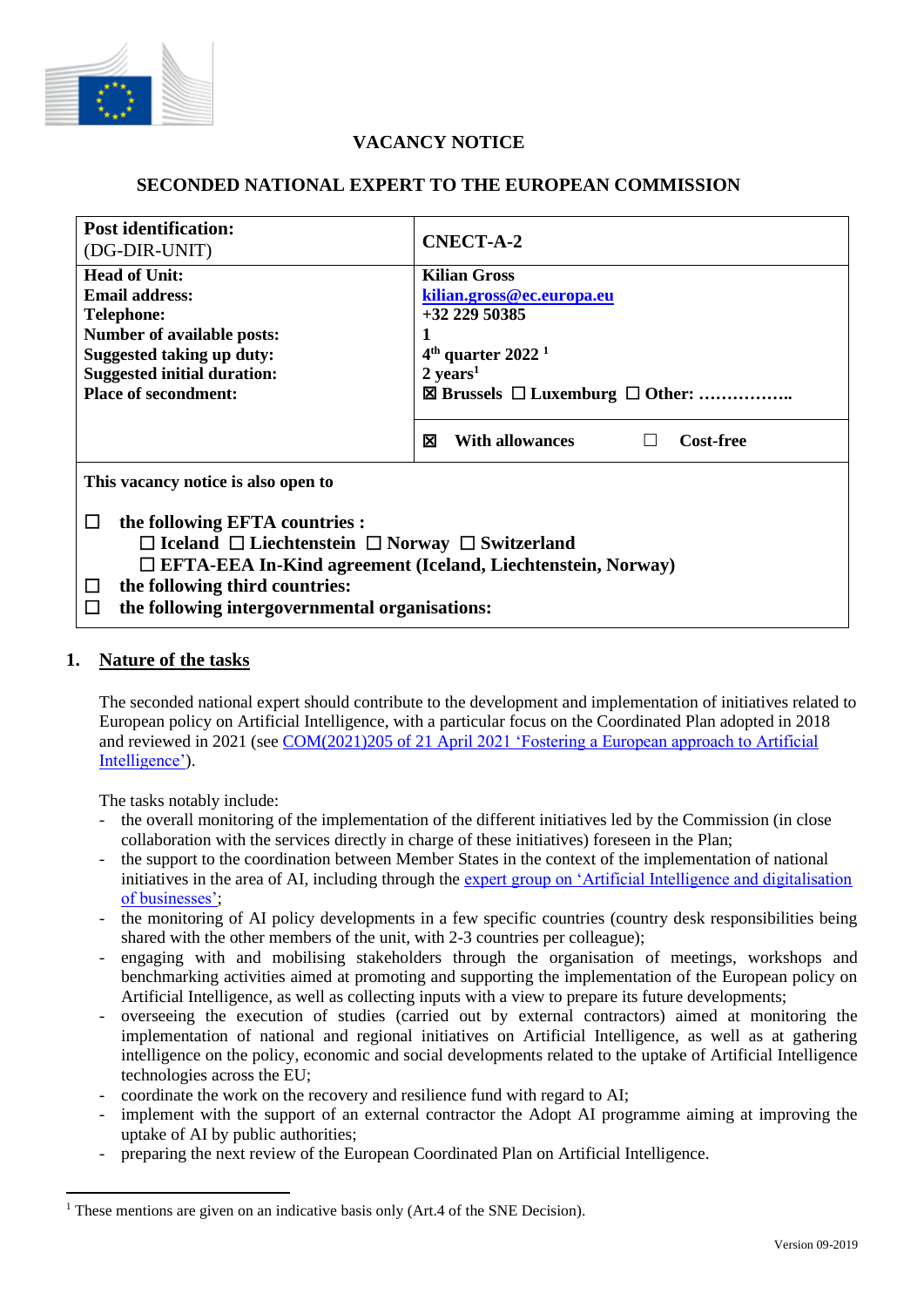# VACANCY NOTICE

## SECONDED NATIONAL EXPERT TO THE EUROPEAN COMMISSION

| **Post identification:** (DG-DIR-UNIT) | **CNECT-A-2** |
|---|---|
| **Head of Unit:**<br>**Email address:**<br>**Telephone:**<br>**Number of available posts:**<br>**Suggested taking up duty:**<br>**Suggested initial duration:**<br>**Place of secondment:** | **Kilian Gross**<br>**kilian.gross@ec.europa.eu**<br>**+32 229 50385**<br>**1**<br>**4th quarter 2022** [1]<br>**2 years**[1]<br>☒ **Brussels** ☐ **Luxemburg** ☐ **Other: ……………..** |
| | ☒ **With allowances** ☐ **Cost-free** |

**This vacancy notice is also open to**

☐ **the following EFTA countries :**
  ☐ **Iceland** ☐ **Liechtenstein** ☐ **Norway** ☐ **Switzerland**
  ☐ **EFTA-EEA In-Kind agreement (Iceland, Liechtenstein, Norway)**
☐ **the following third countries:**
☐ **the following intergovernmental organisations:**

## 1. Nature of the tasks

The seconded national expert should contribute to the development and implementation of initiatives related to European policy on Artificial Intelligence, with a particular focus on the Coordinated Plan adopted in 2018 and reviewed in 2021 (see COM(2021)205 of 21 April 2021 'Fostering a European approach to Artificial Intelligence').

The tasks notably include:

- the overall monitoring of the implementation of the different initiatives led by the Commission (in close collaboration with the services directly in charge of these initiatives) foreseen in the Plan;
- the support to the coordination between Member States in the context of the implementation of national initiatives in the area of AI, including through the expert group on 'Artificial Intelligence and digitalisation of businesses';
- the monitoring of AI policy developments in a few specific countries (country desk responsibilities being shared with the other members of the unit, with 2-3 countries per colleague);
- engaging with and mobilising stakeholders through the organisation of meetings, workshops and benchmarking activities aimed at promoting and supporting the implementation of the European policy on Artificial Intelligence, as well as collecting inputs with a view to prepare its future developments;
- overseeing the execution of studies (carried out by external contractors) aimed at monitoring the implementation of national and regional initiatives on Artificial Intelligence, as well as at gathering intelligence on the policy, economic and social developments related to the uptake of Artificial Intelligence technologies across the EU;
- coordinate the work on the recovery and resilience fund with regard to AI;
- implement with the support of an external contractor the Adopt AI programme aiming at improving the uptake of AI by public authorities;
- preparing the next review of the European Coordinated Plan on Artificial Intelligence.

[1] These mentions are given on an indicative basis only (Art.4 of the SNE Decision).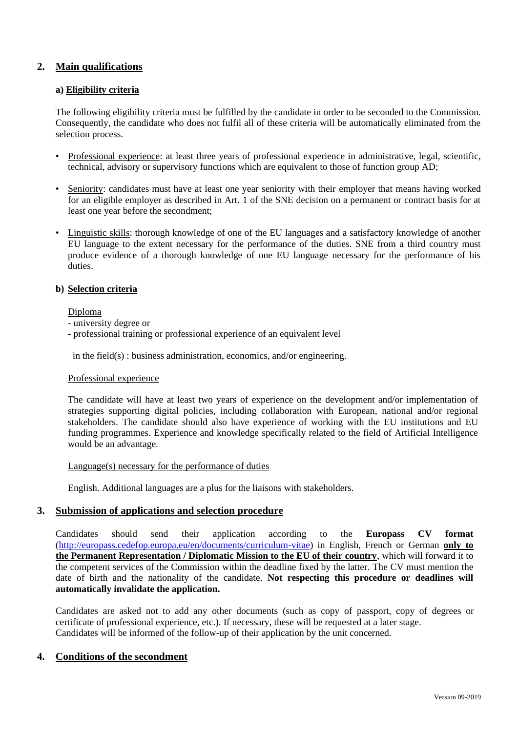## 2. Main qualifications

### a) Eligibility criteria

The following eligibility criteria must be fulfilled by the candidate in order to be seconded to the Commission. Consequently, the candidate who does not fulfil all of these criteria will be automatically eliminated from the selection process.

- Professional experience: at least three years of professional experience in administrative, legal, scientific, technical, advisory or supervisory functions which are equivalent to those of function group AD;
- Seniority: candidates must have at least one year seniority with their employer that means having worked for an eligible employer as described in Art. 1 of the SNE decision on a permanent or contract basis for at least one year before the secondment;
- Linguistic skills: thorough knowledge of one of the EU languages and a satisfactory knowledge of another EU language to the extent necessary for the performance of the duties. SNE from a third country must produce evidence of a thorough knowledge of one EU language necessary for the performance of his duties.

### b) Selection criteria

Diploma

- university degree or
- professional training or professional experience of an equivalent level

in the field(s) : business administration, economics, and/or engineering.

Professional experience

The candidate will have at least two years of experience on the development and/or implementation of strategies supporting digital policies, including collaboration with European, national and/or regional stakeholders. The candidate should also have experience of working with the EU institutions and EU funding programmes. Experience and knowledge specifically related to the field of Artificial Intelligence would be an advantage.

Language(s) necessary for the performance of duties

English. Additional languages are a plus for the liaisons with stakeholders.

## 3. Submission of applications and selection procedure

Candidates should send their application according to the **Europass CV format** ([http://europass.cedefop.europa.eu/en/documents/curriculum-vitae](http://europass.cedefop.europa.eu/en/documents/curriculum-vitae)) in English, French or German **only to the Permanent Representation / Diplomatic Mission to the EU of their country**, which will forward it to the competent services of the Commission within the deadline fixed by the latter. The CV must mention the date of birth and the nationality of the candidate. **Not respecting this procedure or deadlines will automatically invalidate the application.**

Candidates are asked not to add any other documents (such as copy of passport, copy of degrees or certificate of professional experience, etc.). If necessary, these will be requested at a later stage. Candidates will be informed of the follow-up of their application by the unit concerned.

## 4. Conditions of the secondment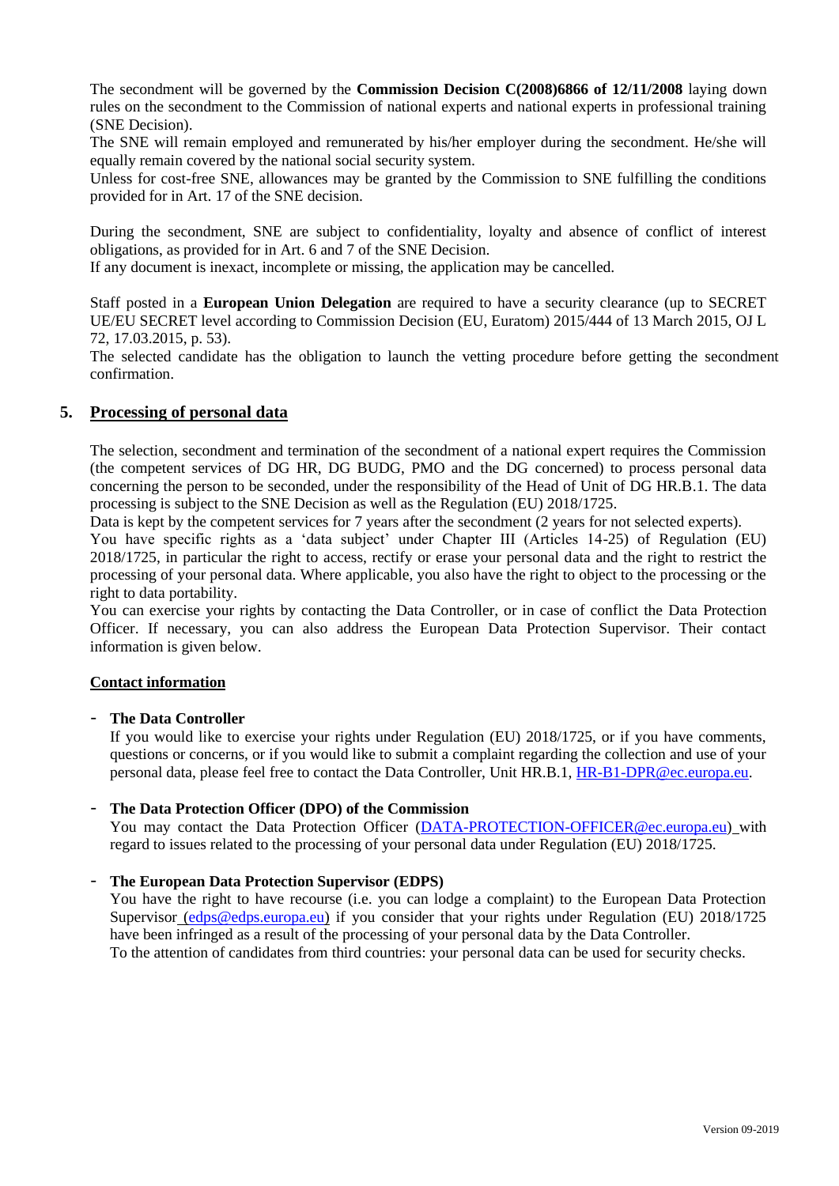The secondment will be governed by the **Commission Decision C(2008)6866 of 12/11/2008** laying down rules on the secondment to the Commission of national experts and national experts in professional training (SNE Decision).

The SNE will remain employed and remunerated by his/her employer during the secondment. He/she will equally remain covered by the national social security system.

Unless for cost-free SNE, allowances may be granted by the Commission to SNE fulfilling the conditions provided for in Art. 17 of the SNE decision.

During the secondment, SNE are subject to confidentiality, loyalty and absence of conflict of interest obligations, as provided for in Art. 6 and 7 of the SNE Decision.

If any document is inexact, incomplete or missing, the application may be cancelled.

Staff posted in a **European Union Delegation** are required to have a security clearance (up to SECRET UE/EU SECRET level according to Commission Decision (EU, Euratom) 2015/444 of 13 March 2015, OJ L 72, 17.03.2015, p. 53).

The selected candidate has the obligation to launch the vetting procedure before getting the secondment confirmation.

## 5. Processing of personal data

The selection, secondment and termination of the secondment of a national expert requires the Commission (the competent services of DG HR, DG BUDG, PMO and the DG concerned) to process personal data concerning the person to be seconded, under the responsibility of the Head of Unit of DG HR.B.1. The data processing is subject to the SNE Decision as well as the Regulation (EU) 2018/1725.

Data is kept by the competent services for 7 years after the secondment (2 years for not selected experts).

You have specific rights as a 'data subject' under Chapter III (Articles 14-25) of Regulation (EU) 2018/1725, in particular the right to access, rectify or erase your personal data and the right to restrict the processing of your personal data. Where applicable, you also have the right to object to the processing or the right to data portability.

You can exercise your rights by contacting the Data Controller, or in case of conflict the Data Protection Officer. If necessary, you can also address the European Data Protection Supervisor. Their contact information is given below.

### Contact information

- **The Data Controller**

  If you would like to exercise your rights under Regulation (EU) 2018/1725, or if you have comments, questions or concerns, or if you would like to submit a complaint regarding the collection and use of your personal data, please feel free to contact the Data Controller, Unit HR.B.1, HR-B1-DPR@ec.europa.eu.

- **The Data Protection Officer (DPO) of the Commission**

  You may contact the Data Protection Officer (DATA-PROTECTION-OFFICER@ec.europa.eu) with regard to issues related to the processing of your personal data under Regulation (EU) 2018/1725.

- **The European Data Protection Supervisor (EDPS)**

  You have the right to have recourse (i.e. you can lodge a complaint) to the European Data Protection Supervisor (edps@edps.europa.eu) if you consider that your rights under Regulation (EU) 2018/1725 have been infringed as a result of the processing of your personal data by the Data Controller.

  To the attention of candidates from third countries: your personal data can be used for security checks.

Version 09-2019